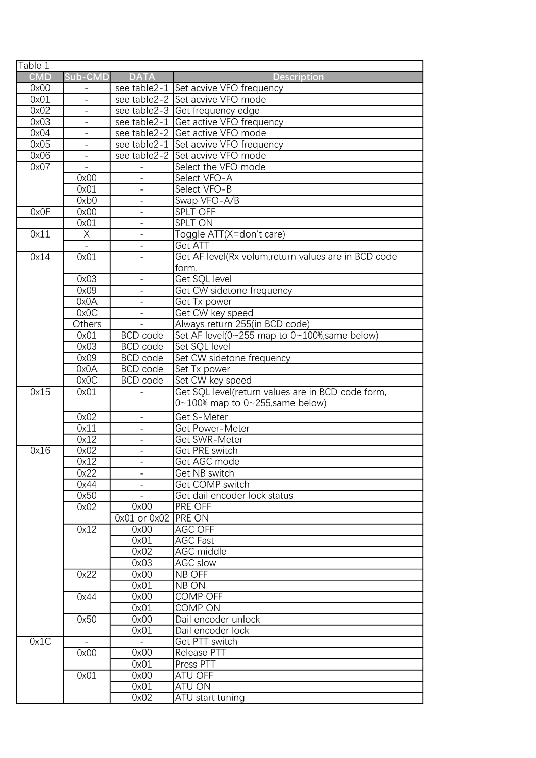Table 1

| CMD | Sub-CMD | DATA | Description |
|---|---|---|---|
| 0x00 | - | see table2-1 | Set acvive VFO frequency |
| 0x01 | - | see table2-2 | Set acvive VFO mode |
| 0x02 | - | see table2-3 | Get frequency edge |
| 0x03 | - | see table2-1 | Get active VFO frequency |
| 0x04 | - | see table2-2 | Get active VFO mode |
| 0x05 | - | see table2-1 | Set acvive VFO frequency |
| 0x06 | - | see table2-2 | Set acvive VFO mode |
| 0x07 | - | - | Select the VFO mode |
| | 0x00 | - | Select VFO-A |
| | 0x01 | - | Select VFO-B |
| | 0xb0 | - | Swap VFO-A/B |
| 0x0F | 0x00 | - | SPLT OFF |
| | 0x01 | - | SPLT ON |
| 0x11 | X | - | Toggle ATT(X=don't care) |
| | - | - | Get ATT |
| 0x14 | 0x01 | - | Get AF level(Rx volum,return values are in BCD code form, |
| | 0x03 | - | Get SQL level |
| | 0x09 | - | Get CW sidetone frequency |
| | 0x0A | - | Get Tx power |
| | 0x0C | - | Get CW key speed |
| | Others | - | Always return 255(in BCD code) |
| | 0x01 | BCD code | Set AF level(0~255 map to 0~100%,same below) |
| | 0x03 | BCD code | Set SQL level |
| | 0x09 | BCD code | Set CW sidetone frequency |
| | 0x0A | BCD code | Set Tx power |
| | 0x0C | BCD code | Set CW key speed |
| 0x15 | 0x01 | - | Get SQL level(return values are in BCD code form, 0~100% map to 0~255,same below) |
| | 0x02 | - | Get S-Meter |
| | 0x11 | - | Get Power-Meter |
| | 0x12 | - | Get SWR-Meter |
| 0x16 | 0x02 | - | Get PRE switch |
| | 0x12 | - | Get AGC mode |
| | 0x22 | - | Get NB switch |
| | 0x44 | - | Get COMP switch |
| | 0x50 | - | Get dail encoder lock status |
| | 0x02 | 0x00 | PRE OFF |
| | | 0x01 or 0x02 | PRE ON |
| | 0x12 | 0x00 | AGC OFF |
| | | 0x01 | AGC Fast |
| | | 0x02 | AGC middle |
| | | 0x03 | AGC slow |
| | 0x22 | 0x00 | NB OFF |
| | | 0x01 | NB ON |
| | 0x44 | 0x00 | COMP OFF |
| | | 0x01 | COMP ON |
| | 0x50 | 0x00 | Dail encoder unlock |
| | | 0x01 | Dail encoder lock |
| 0x1C | - | - | Get PTT switch |
| | 0x00 | 0x00 | Release PTT |
| | | 0x01 | Press PTT |
| | 0x01 | 0x00 | ATU OFF |
| | | 0x01 | ATU ON |
| | | 0x02 | ATU start tuning |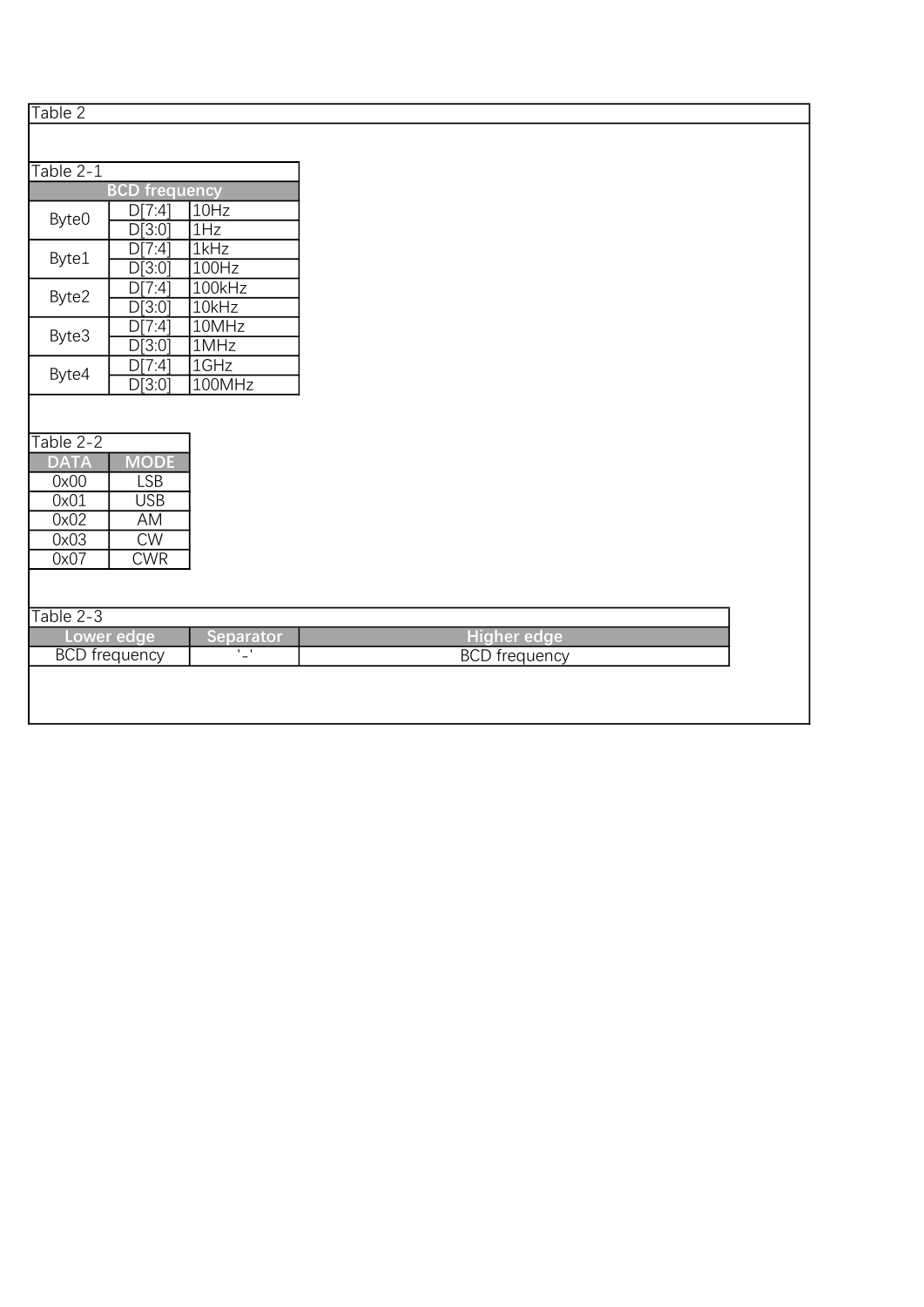Table 2

Table 2-1

| BCD frequency | | |
|---|---|---|
| Byte0 | D[7:4] | 10Hz |
| | D[3:0] | 1Hz |
| Byte1 | D[7:4] | 1kHz |
| | D[3:0] | 100Hz |
| Byte2 | D[7:4] | 100kHz |
| | D[3:0] | 10kHz |
| Byte3 | D[7:4] | 10MHz |
| | D[3:0] | 1MHz |
| Byte4 | D[7:4] | 1GHz |
| | D[3:0] | 100MHz |

Table 2-2

| DATA | MODE |
|---|---|
| 0x00 | LSB |
| 0x01 | USB |
| 0x02 | AM |
| 0x03 | CW |
| 0x07 | CWR |

Table 2-3

| Lower edge | Separator | Higher edge |
|---|---|---|
| BCD frequency | '-' | BCD frequency |